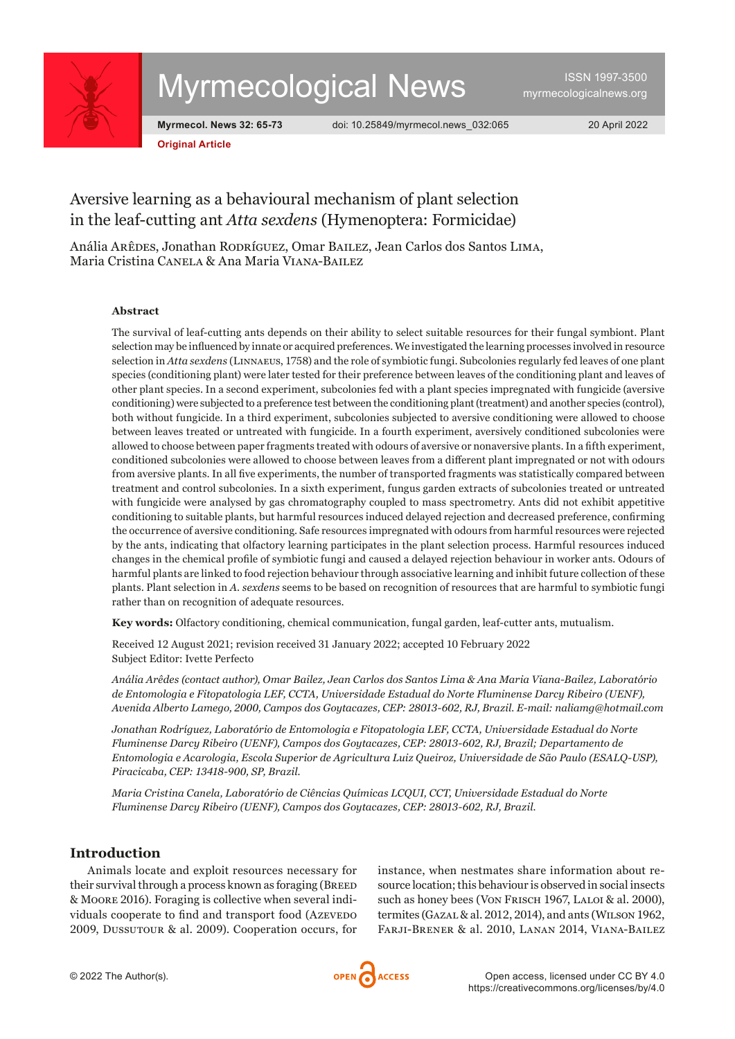Original Article

# Aversive learning as a behavioural mechanism of plant selection in the leaf-cutting ant *Atta sexdens* (Hymenoptera: Formicidae)

Anália Arêdes, Jonathan Rodríguez, Omar Bailez, Jean Carlos dos Santos Lima, Maria Cristina Canela & Ana Maria Viana-Bailez

### Abstract

The survival of leaf-cutting ants depends on their ability to select suitable resources for their fungal symbiont. Plant selection may be influenced by innate or acquired preferences. We investigated the learning processes involved in resource selection in *Atta sexdens* (Linnaeus, 1758) and the role of symbiotic fungi. Subcolonies regularly fed leaves of one plant species (conditioning plant) were later tested for their preference between leaves of the conditioning plant and leaves of other plant species. In a second experiment, subcolonies fed with a plant species impregnated with fungicide (aversive conditioning) were subjected to a preference test between the conditioning plant (treatment) and another species (control), both without fungicide. In a third experiment, subcolonies subjected to aversive conditioning were allowed to choose between leaves treated or untreated with fungicide. In a fourth experiment, aversively conditioned subcolonies were allowed to choose between paper fragments treated with odours of aversive or nonaversive plants. In a fifth experiment, conditioned subcolonies were allowed to choose between leaves from a different plant impregnated or not with odours from aversive plants. In all five experiments, the number of transported fragments was statistically compared between treatment and control subcolonies. In a sixth experiment, fungus garden extracts of subcolonies treated or untreated with fungicide were analysed by gas chromatography coupled to mass spectrometry. Ants did not exhibit appetitive conditioning to suitable plants, but harmful resources induced delayed rejection and decreased preference, confirming the occurrence of aversive conditioning. Safe resources impregnated with odours from harmful resources were rejected by the ants, indicating that olfactory learning participates in the plant selection process. Harmful resources induced changes in the chemical profile of symbiotic fungi and caused a delayed rejection behaviour in worker ants. Odours of harmful plants are linked to food rejection behaviour through associative learning and inhibit future collection of these plants. Plant selection in *A. sexdens* seems to be based on recognition of resources that are harmful to symbiotic fungi rather than on recognition of adequate resources.

**Key words:** Olfactory conditioning, chemical communication, fungal garden, leaf-cutter ants, mutualism.

Received 12 August 2021; revision received 31 January 2022; accepted 10 February 2022
Subject Editor: Ivette Perfecto

*Anália Arêdes (contact author), Omar Bailez, Jean Carlos dos Santos Lima & Ana Maria Viana-Bailez, Laboratório de Entomologia e Fitopatologia LEF, CCTA, Universidade Estadual do Norte Fluminense Darcy Ribeiro (UENF), Avenida Alberto Lamego, 2000, Campos dos Goytacazes, CEP: 28013-602, RJ, Brazil. E-mail: naliamg@hotmail.com*

*Jonathan Rodríguez, Laboratório de Entomologia e Fitopatologia LEF, CCTA, Universidade Estadual do Norte Fluminense Darcy Ribeiro (UENF), Campos dos Goytacazes, CEP: 28013-602, RJ, Brazil; Departamento de Entomologia e Acarologia, Escola Superior de Agricultura Luiz Queiroz, Universidade de São Paulo (ESALQ-USP), Piracicaba, CEP: 13418-900, SP, Brazil.*

*Maria Cristina Canela, Laboratório de Ciências Químicas LCQUI, CCT, Universidade Estadual do Norte Fluminense Darcy Ribeiro (UENF), Campos dos Goytacazes, CEP: 28013-602, RJ, Brazil.*

## Introduction

Animals locate and exploit resources necessary for their survival through a process known as foraging (Breed & Moore 2016). Foraging is collective when several individuals cooperate to find and transport food (Azevedo 2009, Dussutour & al. 2009). Cooperation occurs, for instance, when nestmates share information about resource location; this behaviour is observed in social insects such as honey bees (Von Frisch 1967, Laloi & al. 2000), termites (Gazal & al. 2012, 2014), and ants (Wilson 1962, Farji-Brener & al. 2010, Lanan 2014, Viana-Bailez

© 2022 The Author(s).

Open access, licensed under CC BY 4.0
https://creativecommons.org/licenses/by/4.0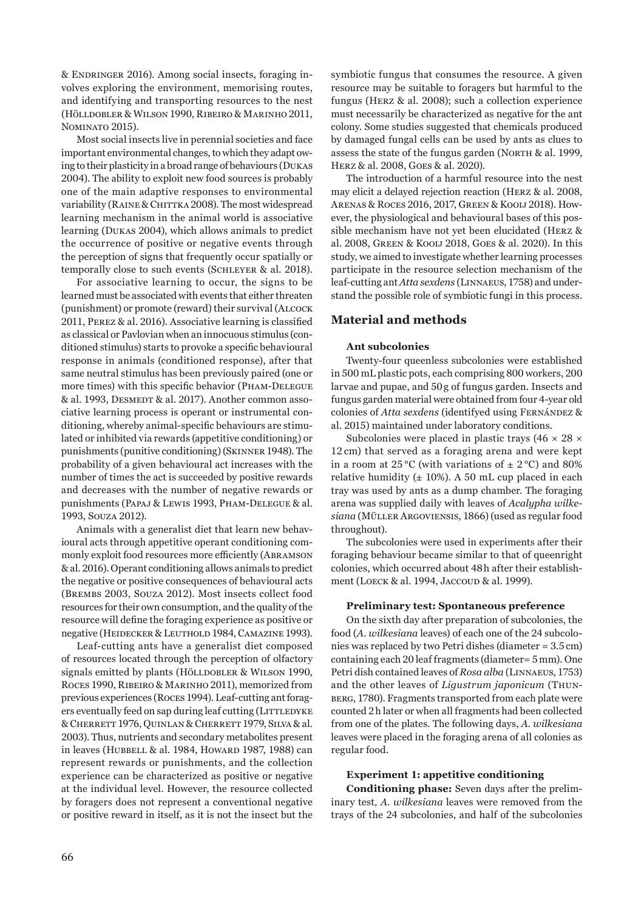& Endringer 2016). Among social insects, foraging involves exploring the environment, memorising routes, and identifying and transporting resources to the nest (Hölldobler & Wilson 1990, Ribeiro & Marinho 2011, Nominato 2015).

Most social insects live in perennial societies and face important environmental changes, to which they adapt owing to their plasticity in a broad range of behaviours (Dukas 2004). The ability to exploit new food sources is probably one of the main adaptive responses to environmental variability (Raine & Chittka 2008). The most widespread learning mechanism in the animal world is associative learning (Dukas 2004), which allows animals to predict the occurrence of positive or negative events through the perception of signs that frequently occur spatially or temporally close to such events (Schleyer & al. 2018).

For associative learning to occur, the signs to be learned must be associated with events that either threaten (punishment) or promote (reward) their survival (Alcock 2011, Perez & al. 2016). Associative learning is classified as classical or Pavlovian when an innocuous stimulus (conditioned stimulus) starts to provoke a specific behavioural response in animals (conditioned response), after that same neutral stimulus has been previously paired (one or more times) with this specific behavior (Pham-Delegue & al. 1993, Desmedt & al. 2017). Another common associative learning process is operant or instrumental conditioning, whereby animal-specific behaviours are stimulated or inhibited via rewards (appetitive conditioning) or punishments (punitive conditioning) (Skinner 1948). The probability of a given behavioural act increases with the number of times the act is succeeded by positive rewards and decreases with the number of negative rewards or punishments (Papaj & Lewis 1993, Pham-Delegue & al. 1993, Souza 2012).

Animals with a generalist diet that learn new behavioural acts through appetitive operant conditioning commonly exploit food resources more efficiently (Abramson & al. 2016). Operant conditioning allows animals to predict the negative or positive consequences of behavioural acts (Brembs 2003, Souza 2012). Most insects collect food resources for their own consumption, and the quality of the resource will define the foraging experience as positive or negative (Heidecker & Leuthold 1984, Camazine 1993).

Leaf-cutting ants have a generalist diet composed of resources located through the perception of olfactory signals emitted by plants (Hölldobler & Wilson 1990, Roces 1990, Ribeiro & Marinho 2011), memorized from previous experiences (Roces 1994). Leaf-cutting ant foragers eventually feed on sap during leaf cutting (Littledyke & Cherrett 1976, Quinlan & Cherrett 1979, Silva & al. 2003). Thus, nutrients and secondary metabolites present in leaves (Hubbell & al. 1984, Howard 1987, 1988) can represent rewards or punishments, and the collection experience can be characterized as positive or negative at the individual level. However, the resource collected by foragers does not represent a conventional negative or positive reward in itself, as it is not the insect but the symbiotic fungus that consumes the resource. A given resource may be suitable to foragers but harmful to the fungus (Herz & al. 2008); such a collection experience must necessarily be characterized as negative for the ant colony. Some studies suggested that chemicals produced by damaged fungal cells can be used by ants as clues to assess the state of the fungus garden (North & al. 1999, Herz & al. 2008, Goes & al. 2020).

The introduction of a harmful resource into the nest may elicit a delayed rejection reaction (Herz & al. 2008, Arenas & Roces 2016, 2017, Green & Kooij 2018). However, the physiological and behavioural bases of this possible mechanism have not yet been elucidated (Herz & al. 2008, Green & Kooij 2018, Goes & al. 2020). In this study, we aimed to investigate whether learning processes participate in the resource selection mechanism of the leaf-cutting ant *Atta sexdens* (Linnaeus, 1758) and understand the possible role of symbiotic fungi in this process.

## Material and methods

### Ant subcolonies

Twenty-four queenless subcolonies were established in 500 mL plastic pots, each comprising 800 workers, 200 larvae and pupae, and 50 g of fungus garden. Insects and fungus garden material were obtained from four 4-year old colonies of *Atta sexdens* (identifyed using Fernández & al. 2015) maintained under laboratory conditions.

Subcolonies were placed in plastic trays (46 × 28 × 12 cm) that served as a foraging arena and were kept in a room at 25 °C (with variations of ± 2 °C) and 80% relative humidity (± 10%). A 50 mL cup placed in each tray was used by ants as a dump chamber. The foraging arena was supplied daily with leaves of *Acalypha wilkesiana* (Müller Argoviensis, 1866) (used as regular food throughout).

The subcolonies were used in experiments after their foraging behaviour became similar to that of queenright colonies, which occurred about 48 h after their establishment (Loeck & al. 1994, Jaccoud & al. 1999).

### Preliminary test: Spontaneous preference

On the sixth day after preparation of subcolonies, the food (*A. wilkesiana* leaves) of each one of the 24 subcolonies was replaced by two Petri dishes (diameter = 3.5 cm) containing each 20 leaf fragments (diameter= 5 mm). One Petri dish contained leaves of *Rosa alba* (Linnaeus, 1753) and the other leaves of *Ligustrum japonicum* (Thunberg, 1780). Fragments transported from each plate were counted 2 h later or when all fragments had been collected from one of the plates. The following days, *A. wilkesiana* leaves were placed in the foraging arena of all colonies as regular food.

### Experiment 1: appetitive conditioning

**Conditioning phase:** Seven days after the preliminary test, *A. wilkesiana* leaves were removed from the trays of the 24 subcolonies, and half of the subcolonies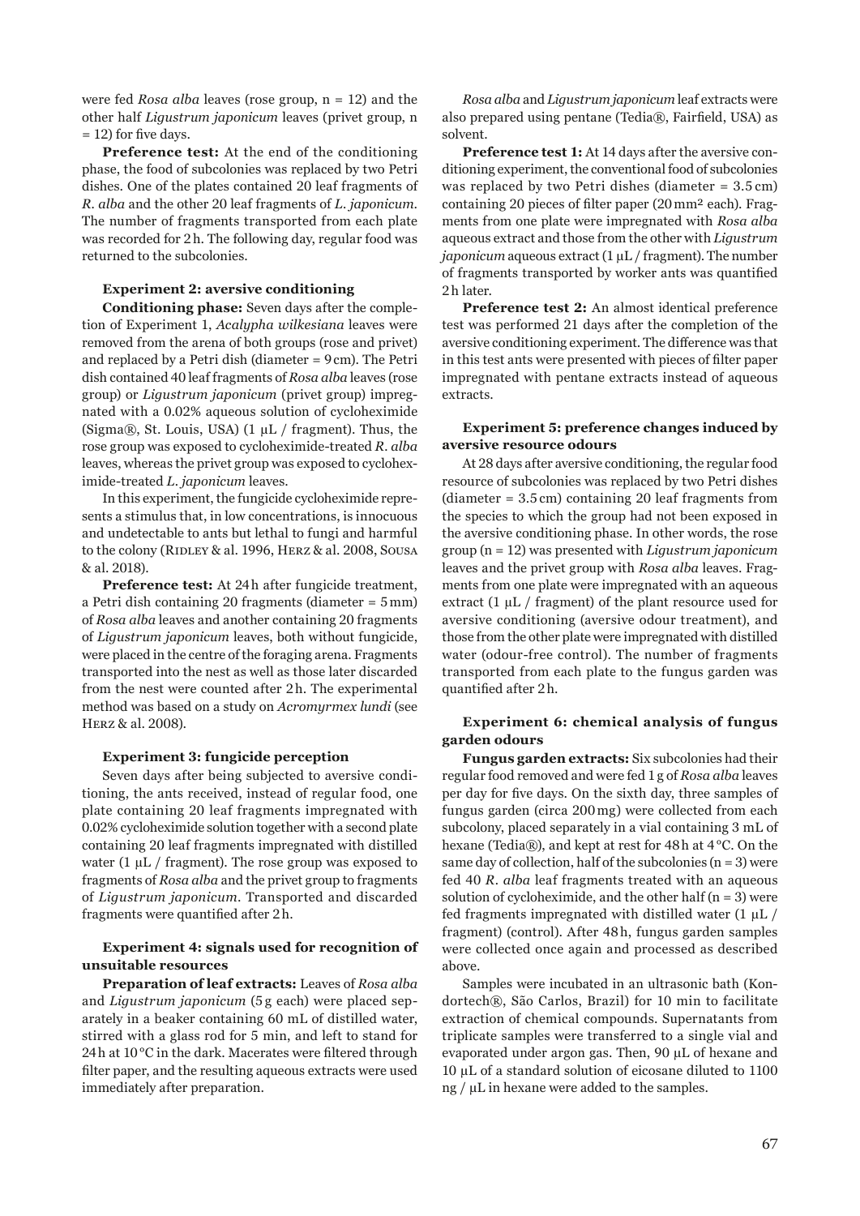were fed *Rosa alba* leaves (rose group, n = 12) and the other half *Ligustrum japonicum* leaves (privet group, n = 12) for five days.

**Preference test:** At the end of the conditioning phase, the food of subcolonies was replaced by two Petri dishes. One of the plates contained 20 leaf fragments of *R. alba* and the other 20 leaf fragments of *L. japonicum*. The number of fragments transported from each plate was recorded for 2 h. The following day, regular food was returned to the subcolonies.

#### Experiment 2: aversive conditioning

**Conditioning phase:** Seven days after the completion of Experiment 1, *Acalypha wilkesiana* leaves were removed from the arena of both groups (rose and privet) and replaced by a Petri dish (diameter = 9 cm). The Petri dish contained 40 leaf fragments of *Rosa alba* leaves (rose group) or *Ligustrum japonicum* (privet group) impregnated with a 0.02% aqueous solution of cycloheximide (Sigma®, St. Louis, USA) (1 µL / fragment). Thus, the rose group was exposed to cycloheximide-treated *R. alba* leaves, whereas the privet group was exposed to cycloheximide-treated *L. japonicum* leaves.

In this experiment, the fungicide cycloheximide represents a stimulus that, in low concentrations, is innocuous and undetectable to ants but lethal to fungi and harmful to the colony (Ridley & al. 1996, Herz & al. 2008, Sousa & al. 2018).

**Preference test:** At 24 h after fungicide treatment, a Petri dish containing 20 fragments (diameter = 5 mm) of *Rosa alba* leaves and another containing 20 fragments of *Ligustrum japonicum* leaves, both without fungicide, were placed in the centre of the foraging arena. Fragments transported into the nest as well as those later discarded from the nest were counted after 2 h. The experimental method was based on a study on *Acromyrmex lundi* (see Herz & al. 2008).

#### Experiment 3: fungicide perception

Seven days after being subjected to aversive conditioning, the ants received, instead of regular food, one plate containing 20 leaf fragments impregnated with 0.02% cycloheximide solution together with a second plate containing 20 leaf fragments impregnated with distilled water (1 µL / fragment). The rose group was exposed to fragments of *Rosa alba* and the privet group to fragments of *Ligustrum japonicum*. Transported and discarded fragments were quantified after 2 h.

#### Experiment 4: signals used for recognition of unsuitable resources

**Preparation of leaf extracts:** Leaves of *Rosa alba* and *Ligustrum japonicum* (5 g each) were placed separately in a beaker containing 60 mL of distilled water, stirred with a glass rod for 5 min, and left to stand for 24 h at 10 °C in the dark. Macerates were filtered through filter paper, and the resulting aqueous extracts were used immediately after preparation.

*Rosa alba* and *Ligustrum japonicum* leaf extracts were also prepared using pentane (Tedia®, Fairfield, USA) as solvent.

**Preference test 1:** At 14 days after the aversive conditioning experiment, the conventional food of subcolonies was replaced by two Petri dishes (diameter = 3.5 cm) containing 20 pieces of filter paper (20 mm² each). Fragments from one plate were impregnated with *Rosa alba* aqueous extract and those from the other with *Ligustrum japonicum* aqueous extract (1 µL / fragment). The number of fragments transported by worker ants was quantified 2 h later.

**Preference test 2:** An almost identical preference test was performed 21 days after the completion of the aversive conditioning experiment. The difference was that in this test ants were presented with pieces of filter paper impregnated with pentane extracts instead of aqueous extracts.

#### Experiment 5: preference changes induced by aversive resource odours

At 28 days after aversive conditioning, the regular food resource of subcolonies was replaced by two Petri dishes (diameter = 3.5 cm) containing 20 leaf fragments from the species to which the group had not been exposed in the aversive conditioning phase. In other words, the rose group (n = 12) was presented with *Ligustrum japonicum* leaves and the privet group with *Rosa alba* leaves. Fragments from one plate were impregnated with an aqueous extract (1 µL / fragment) of the plant resource used for aversive conditioning (aversive odour treatment), and those from the other plate were impregnated with distilled water (odour-free control). The number of fragments transported from each plate to the fungus garden was quantified after 2 h.

#### Experiment 6: chemical analysis of fungus garden odours

**Fungus garden extracts:** Six subcolonies had their regular food removed and were fed 1 g of *Rosa alba* leaves per day for five days. On the sixth day, three samples of fungus garden (circa 200 mg) were collected from each subcolony, placed separately in a vial containing 3 mL of hexane (Tedia®), and kept at rest for 48 h at 4 °C. On the same day of collection, half of the subcolonies (n = 3) were fed 40 *R. alba* leaf fragments treated with an aqueous solution of cycloheximide, and the other half (n = 3) were fed fragments impregnated with distilled water (1 µL / fragment) (control). After 48 h, fungus garden samples were collected once again and processed as described above.

Samples were incubated in an ultrasonic bath (Kondortech®, São Carlos, Brazil) for 10 min to facilitate extraction of chemical compounds. Supernatants from triplicate samples were transferred to a single vial and evaporated under argon gas. Then, 90 µL of hexane and 10 µL of a standard solution of eicosane diluted to 1100 ng / µL in hexane were added to the samples.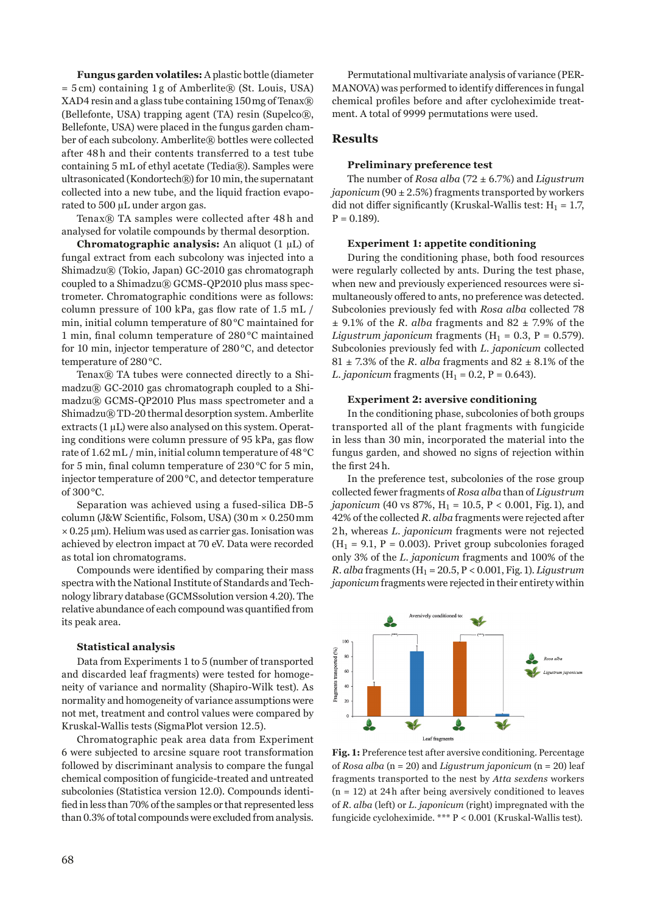**Fungus garden volatiles:** A plastic bottle (diameter = 5 cm) containing 1 g of Amberlite® (St. Louis, USA) XAD4 resin and a glass tube containing 150 mg of Tenax® (Bellefonte, USA) trapping agent (TA) resin (Supelco®, Bellefonte, USA) were placed in the fungus garden chamber of each subcolony. Amberlite® bottles were collected after 48 h and their contents transferred to a test tube containing 5 mL of ethyl acetate (Tedia®). Samples were ultrasonicated (Kondortech®) for 10 min, the supernatant collected into a new tube, and the liquid fraction evaporated to 500 µL under argon gas.

Tenax® TA samples were collected after 48 h and analysed for volatile compounds by thermal desorption.

**Chromatographic analysis:** An aliquot (1 µL) of fungal extract from each subcolony was injected into a Shimadzu® (Tokio, Japan) GC-2010 gas chromatograph coupled to a Shimadzu® GCMS-QP2010 plus mass spectrometer. Chromatographic conditions were as follows: column pressure of 100 kPa, gas flow rate of 1.5 mL / min, initial column temperature of 80 °C maintained for 1 min, final column temperature of 280 °C maintained for 10 min, injector temperature of 280 °C, and detector temperature of 280 °C.

Tenax® TA tubes were connected directly to a Shimadzu® GC-2010 gas chromatograph coupled to a Shimadzu® GCMS-QP2010 Plus mass spectrometer and a Shimadzu® TD-20 thermal desorption system. Amberlite extracts (1 µL) were also analysed on this system. Operating conditions were column pressure of 95 kPa, gas flow rate of 1.62 mL / min, initial column temperature of 48 °C for 5 min, final column temperature of 230 °C for 5 min, injector temperature of 200 °C, and detector temperature of 300 °C.

Separation was achieved using a fused-silica DB-5 column (J&W Scientific, Folsom, USA) (30 m × 0.250 mm × 0.25 µm). Helium was used as carrier gas. Ionisation was achieved by electron impact at 70 eV. Data were recorded as total ion chromatograms.

Compounds were identified by comparing their mass spectra with the National Institute of Standards and Technology library database (GCMSsolution version 4.20). The relative abundance of each compound was quantified from its peak area.

### Statistical analysis

Data from Experiments 1 to 5 (number of transported and discarded leaf fragments) were tested for homogeneity of variance and normality (Shapiro-Wilk test). As normality and homogeneity of variance assumptions were not met, treatment and control values were compared by Kruskal-Wallis tests (SigmaPlot version 12.5).

Chromatographic peak area data from Experiment 6 were subjected to arcsine square root transformation followed by discriminant analysis to compare the fungal chemical composition of fungicide-treated and untreated subcolonies (Statistica version 12.0). Compounds identified in less than 70% of the samples or that represented less than 0.3% of total compounds were excluded from analysis.

Permutational multivariate analysis of variance (PERMANOVA) was performed to identify differences in fungal chemical profiles before and after cycloheximide treatment. A total of 9999 permutations were used.

## Results

### Preliminary preference test

The number of *Rosa alba* (72 ± 6.7%) and *Ligustrum japonicum* (90 ± 2.5%) fragments transported by workers did not differ significantly (Kruskal-Wallis test: $H_1 = 1.7$, $P = 0.189$).

### Experiment 1: appetite conditioning

During the conditioning phase, both food resources were regularly collected by ants. During the test phase, when new and previously experienced resources were simultaneously offered to ants, no preference was detected. Subcolonies previously fed with *Rosa alba* collected 78 ± 9.1% of the *R. alba* fragments and 82 ± 7.9% of the *Ligustrum japonicum* fragments ($H_1 = 0.3$, $P = 0.579$). Subcolonies previously fed with *L. japonicum* collected 81 ± 7.3% of the *R. alba* fragments and 82 ± 8.1% of the *L. japonicum* fragments ($H_1 = 0.2$, $P = 0.643$).

### Experiment 2: aversive conditioning

In the conditioning phase, subcolonies of both groups transported all of the plant fragments with fungicide in less than 30 min, incorporated the material into the fungus garden, and showed no signs of rejection within the first 24 h.

In the preference test, subcolonies of the rose group collected fewer fragments of *Rosa alba* than of *Ligustrum japonicum* (40 vs 87%, $H_1 = 10.5$, $P < 0.001$, Fig. 1), and 42% of the collected *R. alba* fragments were rejected after 2 h, whereas *L. japonicum* fragments were not rejected ($H_1 = 9.1$, $P = 0.003$). Privet group subcolonies foraged only 3% of the *L. japonicum* fragments and 100% of the *R. alba* fragments ($H_1 = 20.5$, $P < 0.001$, Fig. 1). *Ligustrum japonicum* fragments were rejected in their entirety within

**Fig. 1:** Preference test after aversive conditioning. Percentage of *Rosa alba* (n = 20) and *Ligustrum japonicum* (n = 20) leaf fragments transported to the nest by *Atta sexdens* workers (n = 12) at 24 h after being aversively conditioned to leaves of *R. alba* (left) or *L. japonicum* (right) impregnated with the fungicide cycloheximide. *** $P < 0.001$ (Kruskal-Wallis test).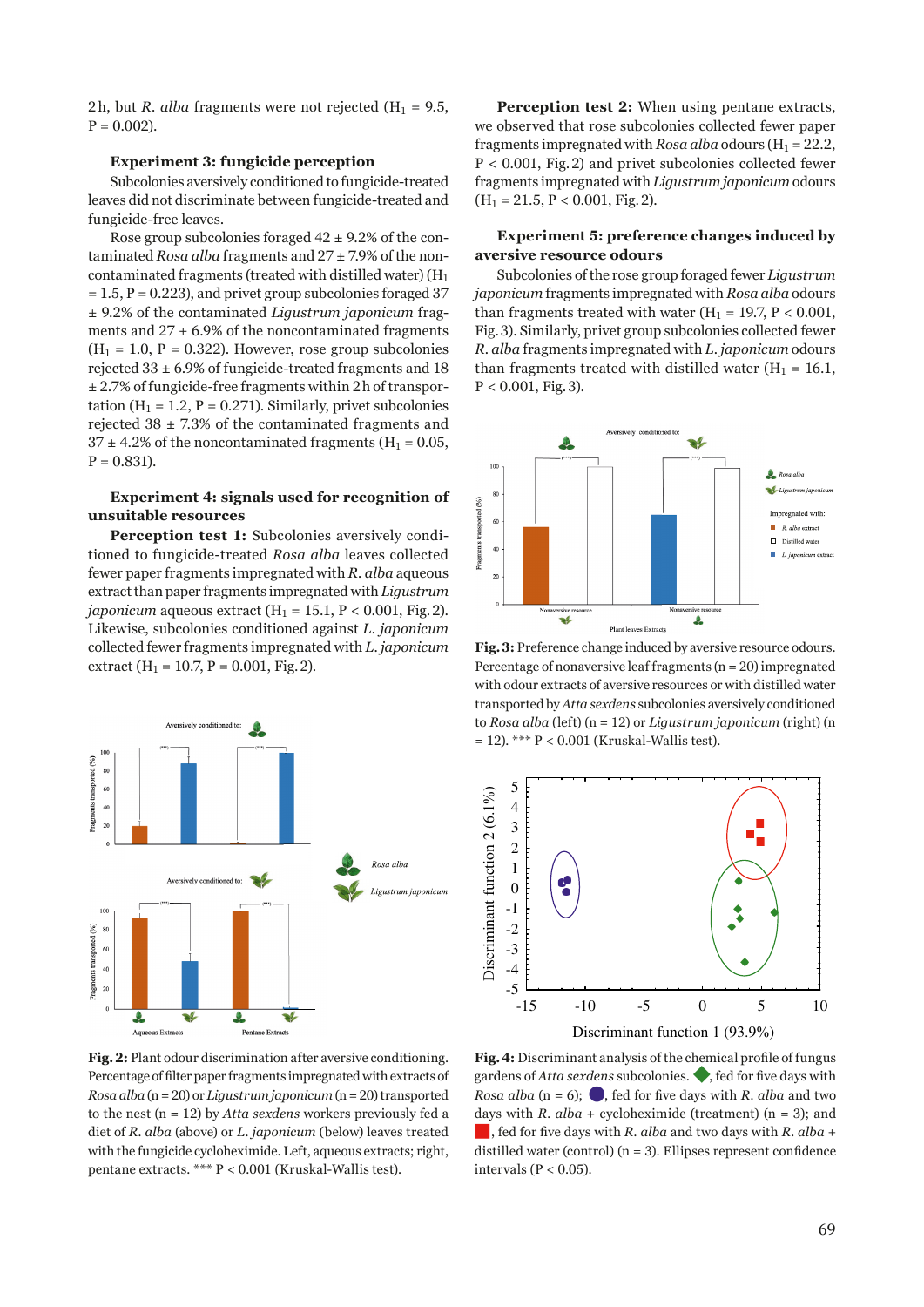2 h, but *R. alba* fragments were not rejected ($H_1 = 9.5$, $P = 0.002$).

### Experiment 3: fungicide perception

Subcolonies aversively conditioned to fungicide-treated leaves did not discriminate between fungicide-treated and fungicide-free leaves.

Rose group subcolonies foraged 42 ± 9.2% of the contaminated *Rosa alba* fragments and 27 ± 7.9% of the noncontaminated fragments (treated with distilled water) ($H_1 = 1.5$, $P = 0.223$), and privet group subcolonies foraged 37 ± 9.2% of the contaminated *Ligustrum japonicum* fragments and 27 ± 6.9% of the noncontaminated fragments ($H_1 = 1.0$, $P = 0.322$). However, rose group subcolonies rejected 33 ± 6.9% of fungicide-treated fragments and 18 ± 2.7% of fungicide-free fragments within 2 h of transportation ($H_1 = 1.2$, $P = 0.271$). Similarly, privet subcolonies rejected 38 ± 7.3% of the contaminated fragments and 37 ± 4.2% of the noncontaminated fragments ($H_1 = 0.05$, $P = 0.831$).

### Experiment 4: signals used for recognition of unsuitable resources

**Perception test 1:** Subcolonies aversively conditioned to fungicide-treated *Rosa alba* leaves collected fewer paper fragments impregnated with *R. alba* aqueous extract than paper fragments impregnated with *Ligustrum japonicum* aqueous extract ($H_1 = 15.1$, $P < 0.001$, Fig. 2). Likewise, subcolonies conditioned against *L. japonicum* collected fewer fragments impregnated with *L. japonicum* extract ($H_1 = 10.7$, $P = 0.001$, Fig. 2).

**Fig. 2:** Plant odour discrimination after aversive conditioning. Percentage of filter paper fragments impregnated with extracts of *Rosa alba* (n = 20) or *Ligustrum japonicum* (n = 20) transported to the nest (n = 12) by *Atta sexdens* workers previously fed a diet of *R. alba* (above) or *L. japonicum* (below) leaves treated with the fungicide cycloheximide. Left, aqueous extracts; right, pentane extracts. *** P < 0.001 (Kruskal-Wallis test).

**Perception test 2:** When using pentane extracts, we observed that rose subcolonies collected fewer paper fragments impregnated with *Rosa alba* odours ($H_1 = 22.2$, $P < 0.001$, Fig. 2) and privet subcolonies collected fewer fragments impregnated with *Ligustrum japonicum* odours ($H_1 = 21.5$, $P < 0.001$, Fig. 2).

### Experiment 5: preference changes induced by aversive resource odours

The rose group subcolonies foraged fewer *Ligustrum japonicum* fragments impregnated with *Rosa alba* odours than fragments treated with water ($H_1 = 19.7$, $P < 0.001$, Fig. 3). Similarly, privet group subcolonies collected fewer *R. alba* fragments impregnated with *L. japonicum* odours than fragments treated with distilled water ($H_1 = 16.1$, $P < 0.001$, Fig. 3).

**Fig. 3:** Preference change induced by aversive resource odours. Percentage of nonaversive leaf fragments (n = 20) impregnated with odour extracts of aversive resources or with distilled water transported by *Atta sexdens* subcolonies aversively conditioned to *Rosa alba* (left) (n = 12) or *Ligustrum japonicum* (right) (n = 12). *** P < 0.001 (Kruskal-Wallis test).

**Fig. 4:** Discriminant analysis of the chemical profile of fungus gardens of *Atta sexdens* subcolonies. ◆, fed for five days with *Rosa alba* (n = 6); ●, fed for five days with *R. alba* and two days with *R. alba* + cycloheximide (treatment) (n = 3); and ■, fed for five days with *R. alba* and two days with *R. alba* + distilled water (control) (n = 3). Ellipses represent confidence intervals (P < 0.05).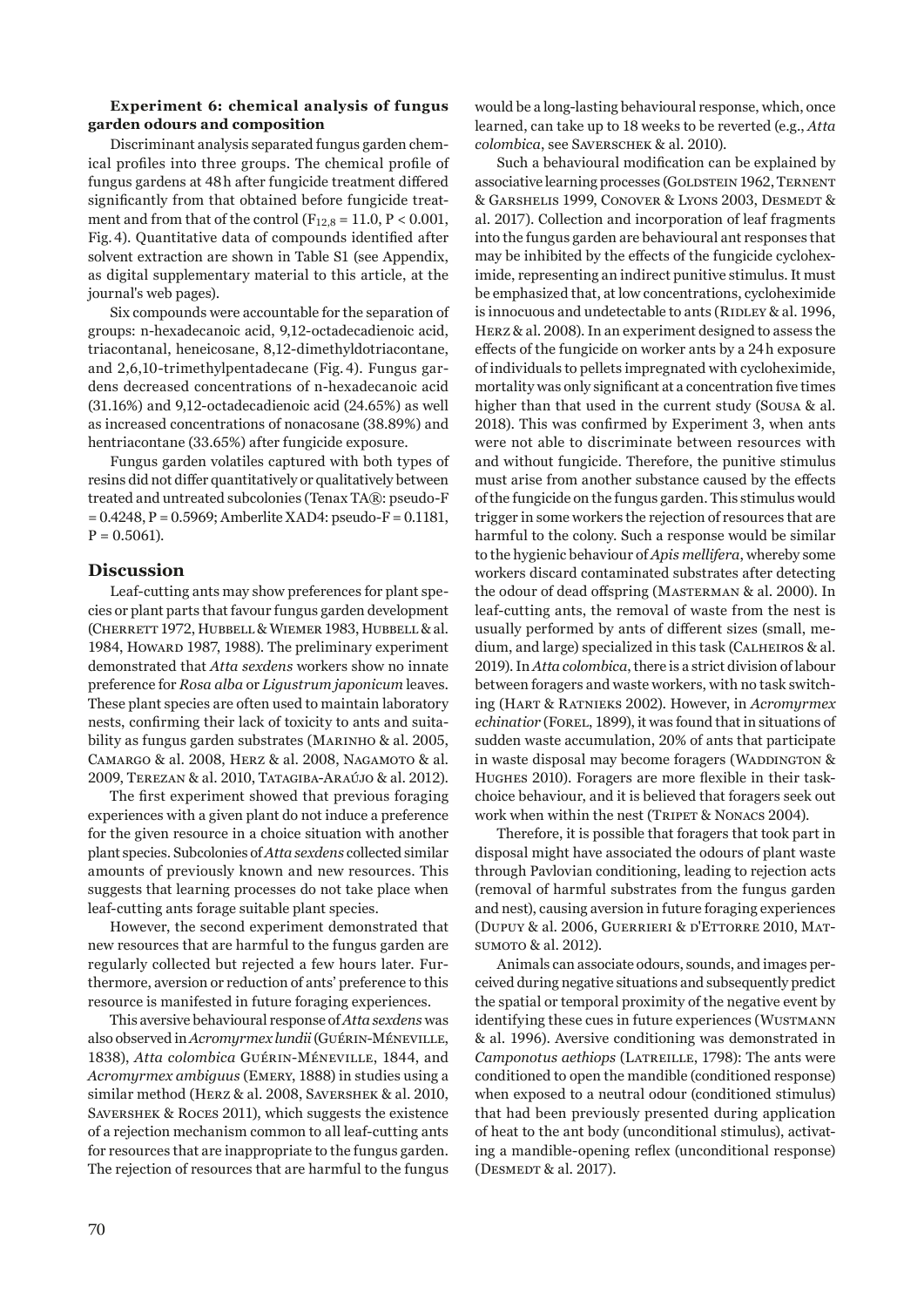### Experiment 6: chemical analysis of fungus garden odours and composition

Discriminant analysis separated fungus garden chemical profiles into three groups. The chemical profile of fungus gardens at 48 h after fungicide treatment differed significantly from that obtained before fungicide treatment and from that of the control ($F_{12,8} = 11.0$, $P < 0.001$, Fig. 4). Quantitative data of compounds identified after solvent extraction are shown in Table S1 (see Appendix, as digital supplementary material to this article, at the journal's web pages).

Six compounds were accountable for the separation of groups: n-hexadecanoic acid, 9,12-octadecadienoic acid, triacontanal, heneicosane, 8,12-dimethyldotriacontane, and 2,6,10-trimethylpentadecane (Fig. 4). Fungus gardens decreased concentrations of n-hexadecanoic acid (31.16%) and 9,12-octadecadienoic acid (24.65%) as well as increased concentrations of nonacosane (38.89%) and hentriacontane (33.65%) after fungicide exposure.

Fungus garden volatiles captured with both types of resins did not differ quantitatively or qualitatively between treated and untreated subcolonies (Tenax TA®: pseudo-F = 0.4248, P = 0.5969; Amberlite XAD4: pseudo-F = 0.1181, P = 0.5061).

## Discussion

Leaf-cutting ants may show preferences for plant species or plant parts that favour fungus garden development (Cherrett 1972, Hubbell & Wiemer 1983, Hubbell & al. 1984, Howard 1987, 1988). The preliminary experiment demonstrated that *Atta sexdens* workers show no innate preference for *Rosa alba* or *Ligustrum japonicum* leaves. These plant species are often used to maintain laboratory nests, confirming their lack of toxicity to ants and suitability as fungus garden substrates (Marinho & al. 2005, Camargo & al. 2008, Herz & al. 2008, Nagamoto & al. 2009, Terezan & al. 2010, Tatagiba-Araújo & al. 2012).

The first experiment showed that previous foraging experiences with a given plant do not induce a preference for the given resource in a choice situation with another plant species. Subcolonies of *Atta sexdens* collected similar amounts of previously known and new resources. This suggests that learning processes do not take place when leaf-cutting ants forage suitable plant species.

However, the second experiment demonstrated that new resources that are harmful to the fungus garden are regularly collected but rejected a few hours later. Furthermore, aversion or reduction of ants' preference to this resource is manifested in future foraging experiences.

This aversive behavioural response of *Atta sexdens* was also observed in *Acromyrmex lundii* (Guérin-Méneville, 1838), *Atta colombica* Guérin-Méneville, 1844, and *Acromyrmex ambiguus* (Emery, 1888) in studies using a similar method (Herz & al. 2008, Savershek & al. 2010, Savershek & Roces 2011), which suggests the existence of a rejection mechanism common to all leaf-cutting ants for resources that are inappropriate to the fungus garden. The rejection of resources that are harmful to the fungus would be a long-lasting behavioural response, which, once learned, can take up to 18 weeks to be reverted (e.g., *Atta colombica*, see Saverschek & al. 2010).

Such a behavioural modification can be explained by associative learning processes (Goldstein 1962, Ternent & Garshelis 1999, Conover & Lyons 2003, Desmedt & al. 2017). Collection and incorporation of leaf fragments into the fungus garden are behavioural ant responses that may be inhibited by the effects of the fungicide cycloheximide, representing an indirect punitive stimulus. It must be emphasized that, at low concentrations, cycloheximide is innocuous and undetectable to ants (Ridley & al. 1996, Herz & al. 2008). In an experiment designed to assess the effects of the fungicide on worker ants by a 24 h exposure of individuals to pellets impregnated with cycloheximide, mortality was only significant at a concentration five times higher than that used in the current study (Sousa & al. 2018). This was confirmed by Experiment 3, when ants were not able to discriminate between resources with and without fungicide. Therefore, the punitive stimulus must arise from another substance caused by the effects of the fungicide on the fungus garden. This stimulus would trigger in some workers the rejection of resources that are harmful to the colony. Such a response would be similar to the hygienic behaviour of *Apis mellifera*, whereby some workers discard contaminated substrates after detecting the odour of dead offspring (Masterman & al. 2000). In leaf-cutting ants, the removal of waste from the nest is usually performed by ants of different sizes (small, medium, and large) specialized in this task (Calheiros & al. 2019). In *Atta colombica*, there is a strict division of labour between foragers and waste workers, with no task switching (Hart & Ratnieks 2002). However, in *Acromyrmex echinatior* (Forel, 1899), it was found that in situations of sudden waste accumulation, 20% of ants that participate in waste disposal may become foragers (Waddington & Hughes 2010). Foragers are more flexible in their task-choice behaviour, and it is believed that foragers seek out work when within the nest (Tripet & Nonacs 2004).

Therefore, it is possible that foragers that took part in disposal might have associated the odours of plant waste through Pavlovian conditioning, leading to rejection acts (removal of harmful substrates from the fungus garden and nest), causing aversion in future foraging experiences (Dupuy & al. 2006, Guerrieri & d'Ettorre 2010, Matsumoto & al. 2012).

Animals can associate odours, sounds, and images perceived during negative situations and subsequently predict the spatial or temporal proximity of the negative event by identifying these cues in future experiences (Wustmann & al. 1996). Aversive conditioning was demonstrated in *Camponotus aethiops* (Latreille, 1798): The ants were conditioned to open the mandible (conditioned response) when exposed to a neutral odour (conditioned stimulus) that had been previously presented during application of heat to the ant body (unconditional stimulus), activating a mandible-opening reflex (unconditional response) (Desmedt & al. 2017).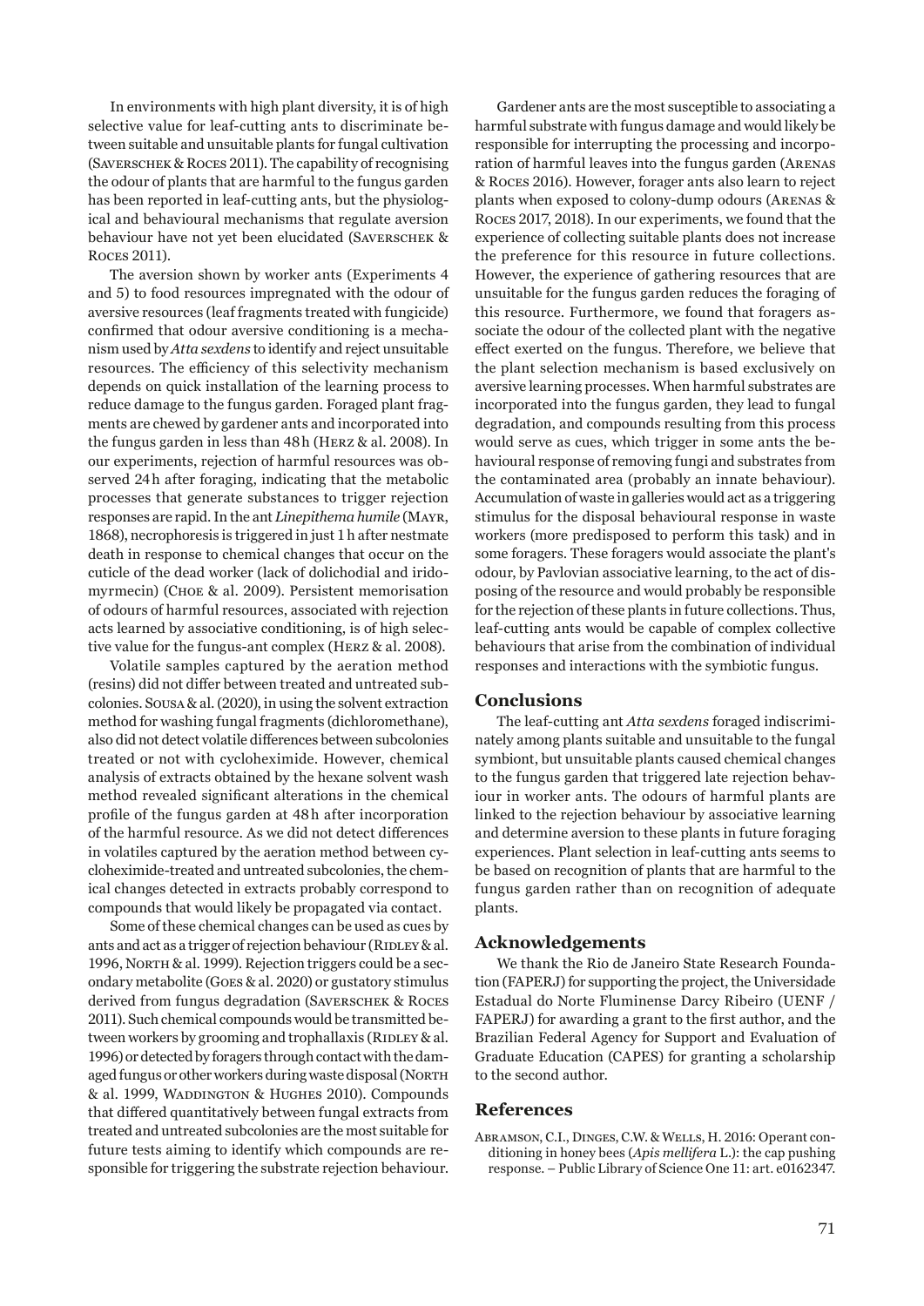In environments with high plant diversity, it is of high selective value for leaf-cutting ants to discriminate between suitable and unsuitable plants for fungal cultivation (Saverschek & Roces 2011). The capability of recognising the odour of plants that are harmful to the fungus garden has been reported in leaf-cutting ants, but the physiological and behavioural mechanisms that regulate aversion behaviour have not yet been elucidated (Saverschek & Roces 2011).

The aversion shown by worker ants (Experiments 4 and 5) to food resources impregnated with the odour of aversive resources (leaf fragments treated with fungicide) confirmed that odour aversive conditioning is a mechanism used by *Atta sexdens* to identify and reject unsuitable resources. The efficiency of this selectivity mechanism depends on quick installation of the learning process to reduce damage to the fungus garden. Foraged plant fragments are chewed by gardener ants and incorporated into the fungus garden in less than 48 h (Herz & al. 2008). In our experiments, rejection of harmful resources was observed 24 h after foraging, indicating that the metabolic processes that generate substances to trigger rejection responses are rapid. In the ant *Linepithema humile* (Mayr, 1868), necrophoresis is triggered in just 1 h after nestmate death in response to chemical changes that occur on the cuticle of the dead worker (lack of dolichodial and iridomyrmecin) (Choe & al. 2009). Persistent memorisation of odours of harmful resources, associated with rejection acts learned by associative conditioning, is of high selective value for the fungus-ant complex (Herz & al. 2008).

Volatile samples captured by the aeration method (resins) did not differ between treated and untreated subcolonies. Sousa & al. (2020), in using the solvent extraction method for washing fungal fragments (dichloromethane), also did not detect volatile differences between subcolonies treated or not with cycloheximide. However, chemical analysis of extracts obtained by the hexane solvent wash method revealed significant alterations in the chemical profile of the fungus garden at 48 h after incorporation of the harmful resource. As we did not detect differences in volatiles captured by the aeration method between cycloheximide-treated and untreated subcolonies, the chemical changes detected in extracts probably correspond to compounds that would likely be propagated via contact.

Some of these chemical changes can be used as cues by ants and act as a trigger of rejection behaviour (Ridley & al. 1996, North & al. 1999). Rejection triggers could be a secondary metabolite (Goes & al. 2020) or gustatory stimulus derived from fungus degradation (Saverschek & Roces 2011). Such chemical compounds would be transmitted between workers by grooming and trophallaxis (Ridley & al. 1996) or detected by foragers through contact with the damaged fungus or other workers during waste disposal (North & al. 1999, Waddington & Hughes 2010). Compounds that differed quantitatively between fungal extracts from treated and untreated subcolonies are the most suitable for future tests aiming to identify which compounds are responsible for triggering the substrate rejection behaviour.

Gardener ants are the most susceptible to associating a harmful substrate with fungus damage and would likely be responsible for interrupting the processing and incorporation of harmful leaves into the fungus garden (Arenas & Roces 2016). However, forager ants also learn to reject plants when exposed to colony-dump odours (Arenas & Roces 2017, 2018). In our experiments, we found that the experience of collecting suitable plants does not increase the preference for this resource in future collections. However, the experience of gathering resources that are unsuitable for the fungus garden reduces the foraging of this resource. Furthermore, we found that foragers associate the odour of the collected plant with the negative effect exerted on the fungus. Therefore, we believe that the plant selection mechanism is based exclusively on aversive learning processes. When harmful substrates are incorporated into the fungus garden, they lead to fungal degradation, and compounds resulting from this process would serve as cues, which trigger in some ants the behavioural response of removing fungi and substrates from the contaminated area (probably an innate behaviour). Accumulation of waste in galleries would act as a triggering stimulus for the disposal behavioural response in waste workers (more predisposed to perform this task) and in some foragers. These foragers would associate the plant's odour, by Pavlovian associative learning, to the act of disposing of the resource and would probably be responsible for the rejection of these plants in future collections. Thus, leaf-cutting ants would be capable of complex collective behaviours that arise from the combination of individual responses and interactions with the symbiotic fungus.

## Conclusions

The leaf-cutting ant *Atta sexdens* foraged indiscriminately among plants suitable and unsuitable to the fungal symbiont, but unsuitable plants caused chemical changes to the fungus garden that triggered late rejection behaviour in worker ants. The odours of harmful plants are linked to the rejection behaviour by associative learning and determine aversion to these plants in future foraging experiences. Plant selection in leaf-cutting ants seems to be based on recognition of plants that are harmful to the fungus garden rather than on recognition of adequate plants.

## Acknowledgements

We thank the Rio de Janeiro State Research Foundation (FAPERJ) for supporting the project, the Universidade Estadual do Norte Fluminense Darcy Ribeiro (UENF / FAPERJ) for awarding a grant to the first author, and the Brazilian Federal Agency for Support and Evaluation of Graduate Education (CAPES) for granting a scholarship to the second author.

## References

Abramson, C.I., Dinges, C.W. & Wells, H. 2016: Operant conditioning in honey bees (*Apis mellifera* L.): the cap pushing response. – Public Library of Science One 11: art. e0162347.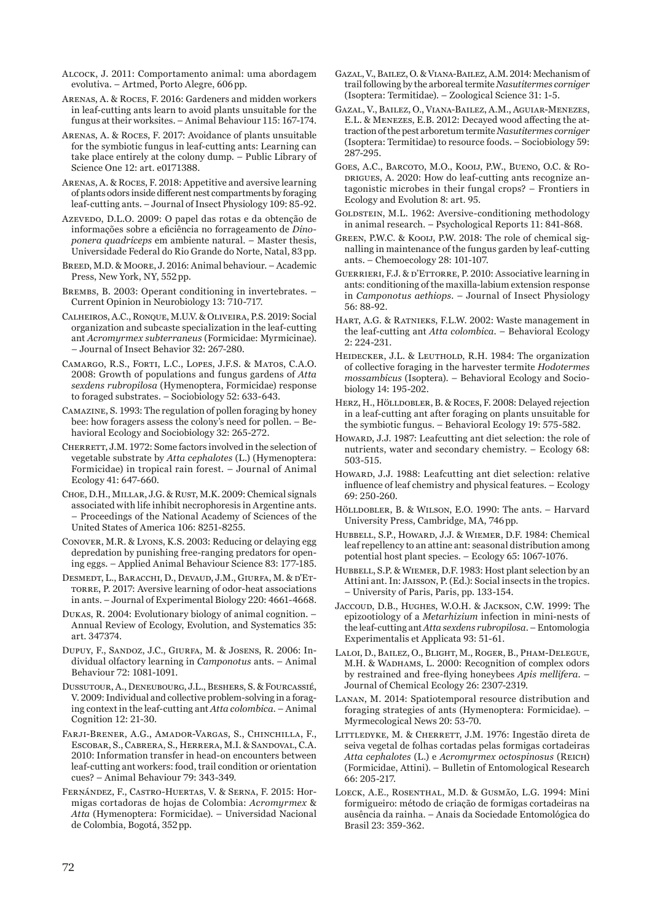Alcock, J. 2011: Comportamento animal: uma abordagem evolutiva. – Artmed, Porto Alegre, 606 pp.

Arenas, A. & Roces, F. 2016: Gardeners and midden workers in leaf-cutting ants learn to avoid plants unsuitable for the fungus at their worksites. – Animal Behaviour 115: 167-174.

Arenas, A. & Roces, F. 2017: Avoidance of plants unsuitable for the symbiotic fungus in leaf-cutting ants: Learning can take place entirely at the colony dump. – Public Library of Science One 12: art. e0171388.

Arenas, A. & Roces, F. 2018: Appetitive and aversive learning of plants odors inside different nest compartments by foraging leaf-cutting ants. – Journal of Insect Physiology 109: 85-92.

Azevedo, D.L.O. 2009: O papel das rotas e da obtenção de informações sobre a eficiência no forrageamento de *Dinoponera quadriceps* em ambiente natural. – Master thesis, Universidade Federal do Rio Grande do Norte, Natal, 83 pp.

Breed, M.D. & Moore, J. 2016: Animal behaviour. – Academic Press, New York, NY, 552 pp.

Brembs, B. 2003: Operant conditioning in invertebrates. – Current Opinion in Neurobiology 13: 710-717.

Calheiros, A.C., Ronque, M.U.V. & Oliveira, P.S. 2019: Social organization and subcaste specialization in the leaf-cutting ant *Acromyrmex subterraneus* (Formicidae: Myrmicinae). – Journal of Insect Behavior 32: 267-280.

Camargo, R.S., Forti, L.C., Lopes, J.F.S. & Matos, C.A.O. 2008: Growth of populations and fungus gardens of *Atta sexdens rubropilosa* (Hymenoptera, Formicidae) response to foraged substrates. – Sociobiology 52: 633-643.

Camazine, S. 1993: The regulation of pollen foraging by honey bee: how foragers assess the colony's need for pollen. – Behavioral Ecology and Sociobiology 32: 265-272.

Cherrett, J.M. 1972: Some factors involved in the selection of vegetable substrate by *Atta cephalotes* (L.) (Hymenoptera: Formicidae) in tropical rain forest. – Journal of Animal Ecology 41: 647-660.

Choe, D.H., Millar, J.G. & Rust, M.K. 2009: Chemical signals associated with life inhibit necrophoresis in Argentine ants. – Proceedings of the National Academy of Sciences of the United States of America 106: 8251-8255.

Conover, M.R. & Lyons, K.S. 2003: Reducing or delaying egg depredation by punishing free-ranging predators for opening eggs. – Applied Animal Behaviour Science 83: 177-185.

Desmedt, L., Baracchi, D., Devaud, J.M., Giurfa, M. & d'Ettorre, P. 2017: Aversive learning of odor-heat associations in ants. – Journal of Experimental Biology 220: 4661-4668.

Dukas, R. 2004: Evolutionary biology of animal cognition. – Annual Review of Ecology, Evolution, and Systematics 35: art. 347374.

Dupuy, F., Sandoz, J.C., Giurfa, M. & Josens, R. 2006: Individual olfactory learning in *Camponotus* ants. – Animal Behaviour 72: 1081-1091.

Dussutour, A., Deneubourg, J.L., Beshers, S. & Fourcassié, V. 2009: Individual and collective problem-solving in a foraging context in the leaf-cutting ant *Atta colombica*. – Animal Cognition 12: 21-30.

Farji-Brener, A.G., Amador-Vargas, S., Chinchilla, F., Escobar, S., Cabrera, S., Herrera, M.I. & Sandoval, C.A. 2010: Information transfer in head-on encounters between leaf-cutting ant workers: food, trail condition or orientation cues? – Animal Behaviour 79: 343-349.

Fernández, F., Castro-Huertas, V. & Serna, F. 2015: Hormigas cortadoras de hojas de Colombia: *Acromyrmex* & *Atta* (Hymenoptera: Formicidae). – Universidad Nacional de Colombia, Bogotá, 352 pp.

Gazal, V., Bailez, O. & Viana-Bailez, A.M. 2014: Mechanism of trail following by the arboreal termite *Nasutitermes corniger* (Isoptera: Termitidae). – Zoological Science 31: 1-5.

Gazal, V., Bailez, O., Viana-Bailez, A.M., Aguiar-Menezes, E.L. & Menezes, E.B. 2012: Decayed wood affecting the attraction of the pest arboretum termite *Nasutitermes corniger* (Isoptera: Termitidae) to resource foods. – Sociobiology 59: 287-295.

Goes, A.C., Barcoto, M.O., Kooij, P.W., Bueno, O.C. & Rodrigues, A. 2020: How do leaf-cutting ants recognize antagonistic microbes in their fungal crops? – Frontiers in Ecology and Evolution 8: art. 95.

Goldstein, M.L. 1962: Aversive-conditioning methodology in animal research. – Psychological Reports 11: 841-868.

Green, P.W.C. & Kooij, P.W. 2018: The role of chemical signalling in maintenance of the fungus garden by leaf-cutting ants. – Chemoecology 28: 101-107.

Guerrieri, F.J. & d'Ettorre, P. 2010: Associative learning in ants: conditioning of the maxilla-labium extension response in *Camponotus aethiops*. – Journal of Insect Physiology 56: 88-92.

Hart, A.G. & Ratnieks, F.L.W. 2002: Waste management in the leaf-cutting ant *Atta colombica*. – Behavioral Ecology 2: 224-231.

Heidecker, J.L. & Leuthold, R.H. 1984: The organization of collective foraging in the harvester termite *Hodotermes mossambicus* (Isoptera). – Behavioral Ecology and Sociobiology 14: 195-202.

Herz, H., Hölldobler, B. & Roces, F. 2008: Delayed rejection in a leaf-cutting ant after foraging on plants unsuitable for the symbiotic fungus. – Behavioral Ecology 19: 575-582.

Howard, J.J. 1987: Leafcutting ant diet selection: the role of nutrients, water and secondary chemistry. – Ecology 68: 503-515.

Howard, J.J. 1988: Leafcutting ant diet selection: relative influence of leaf chemistry and physical features. – Ecology 69: 250-260.

Hölldobler, B. & Wilson, E.O. 1990: The ants. – Harvard University Press, Cambridge, MA, 746 pp.

Hubbell, S.P., Howard, J.J. & Wiemer, D.F. 1984: Chemical leaf repellency to an attine ant: seasonal distribution among potential host plant species. – Ecology 65: 1067-1076.

Hubbell, S.P. & Wiemer, D.F. 1983: Host plant selection by an Attini ant. In: Jaisson, P. (Ed.): Social insects in the tropics. – University of Paris, Paris, pp. 133-154.

Jaccoud, D.B., Hughes, W.O.H. & Jackson, C.W. 1999: The epizootiology of a *Metarhizium* infection in mini-nests of the leaf-cutting ant *Atta sexdens rubropilosa*. – Entomologia Experimentalis et Applicata 93: 51-61.

Laloi, D., Bailez, O., Blight, M., Roger, B., Pham-Delegue, M.H. & Wadhams, L. 2000: Recognition of complex odors by restrained and free-flying honeybees *Apis mellifera*. – Journal of Chemical Ecology 26: 2307-2319.

Lanan, M. 2014: Spatiotemporal resource distribution and foraging strategies of ants (Hymenoptera: Formicidae). – Myrmecological News 20: 53-70.

Littledyke, M. & Cherrett, J.M. 1976: Ingestão direta de seiva vegetal de folhas cortadas pelas formigas cortadeiras *Atta cephalotes* (L.) e *Acromyrmex octospinosus* (Reich) (Formicidae, Attini). – Bulletin of Entomological Research 66: 205-217.

Loeck, A.E., Rosenthal, M.D. & Gusmão, L.G. 1994: Mini formigueiro: método de criação de formigas cortadeiras na ausência da rainha. – Anais da Sociedade Entomológica do Brasil 23: 359-362.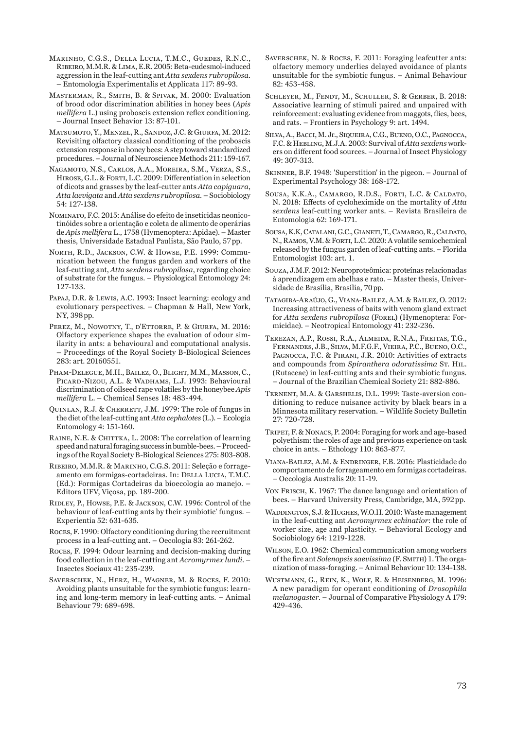Marinho, C.G.S., Della Lucia, T.M.C., Guedes, R.N.C., Ribeiro, M.M.R. & Lima, E.R. 2005: Beta-eudesmol-induced aggression in the leaf-cutting ant *Atta sexdens rubropilosa*. – Entomologia Experimentalis et Applicata 117: 89-93.

Masterman, R., Smith, B. & Spivak, M. 2000: Evaluation of brood odor discrimination abilities in honey bees (*Apis mellifera* L.) using proboscis extension reflex conditioning. – Journal Insect Behavior 13: 87-101.

Matsumoto, Y., Menzel, R., Sandoz, J.C. & Giurfa, M. 2012: Revisiting olfactory classical conditioning of the proboscis extension response in honey bees: A step toward standardized procedures. – Journal of Neuroscience Methods 211: 159-167.

Nagamoto, N.S., Carlos, A.A., Moreira, S.M., Verza, S.S., Hirose, G.L. & Forti, L.C. 2009: Differentiation in selection of dicots and grasses by the leaf-cutter ants *Atta capiguara*, *Atta laevigata* and *Atta sexdens rubropilosa*. – Sociobiology 54: 127-138.

Nominato, F.C. 2015: Análise do efeito de inseticidas neonicotinóides sobre a orientação e coleta de alimento de operárias de *Apis mellifera* L., 1758 (Hymenoptera: Apidae). – Master thesis, Universidade Estadual Paulista, São Paulo, 57 pp.

North, R.D., Jackson, C.W. & Howse, P.E. 1999: Communication between the fungus garden and workers of the leaf-cutting ant, *Atta sexdens rubropilosa*, regarding choice of substrate for the fungus. – Physiological Entomology 24: 127-133.

Papaj, D.R. & Lewis, A.C. 1993: Insect learning: ecology and evolutionary perspectives. – Chapman & Hall, New York, NY, 398 pp.

Perez, M., Nowotny, T., d'Ettorre, P. & Giurfa, M. 2016: Olfactory experience shapes the evaluation of odour similarity in ants: a behavioural and computational analysis. – Proceedings of the Royal Society B-Biological Sciences 283: art. 20160551.

Pham-Delegue, M.H., Bailez, O., Blight, M.M., Masson, C., Picard-Nizou, A.L. & Wadhams, L.J. 1993: Behavioural discrimination of oilseed rape volatiles by the honeybee *Apis mellifera* L. – Chemical Senses 18: 483-494.

Quinlan, R.J. & Cherrett, J.M. 1979: The role of fungus in the diet of the leaf-cutting ant *Atta cephalotes* (L.). – Ecologia Entomology 4: 151-160.

Raine, N.E. & Chittka, L. 2008: The correlation of learning speed and natural foraging success in bumble-bees. – Proceedings of the Royal Society B-Biological Sciences 275: 803-808.

Ribeiro, M.M.R. & Marinho, C.G.S. 2011: Seleção e forrageamento em formigas-cortadeiras. In: Della Lucia, T.M.C. (Ed.): Formigas Cortadeiras da bioecologia ao manejo. – Editora UFV, Viçosa, pp. 189-200.

Ridley, P., Howse, P.E. & Jackson, C.W. 1996: Control of the behaviour of leaf-cutting ants by their symbiotic' fungus. – Experientia 52: 631-635.

Roces, F. 1990: Olfactory conditioning during the recruitment process in a leaf-cutting ant. – Oecologia 83: 261-262.

Roces, F. 1994: Odour learning and decision-making during food collection in the leaf-cutting ant *Acromyrmex lundi*. – Insectes Sociaux 41: 235-239.

Saverschek, N., Herz, H., Wagner, M. & Roces, F. 2010: Avoiding plants unsuitable for the symbiotic fungus: learning and long-term memory in leaf-cutting ants. – Animal Behaviour 79: 689-698.

Saverschek, N. & Roces, F. 2011: Foraging leafcutter ants: olfactory memory underlies delayed avoidance of plants unsuitable for the symbiotic fungus. – Animal Behaviour 82: 453-458.

Schleyer, M., Fendt, M., Schuller, S. & Gerber, B. 2018: Associative learning of stimuli paired and unpaired with reinforcement: evaluating evidence from maggots, flies, bees, and rats. – Frontiers in Psychology 9: art. 1494.

Silva, A., Bacci, M. Jr., Siqueira, C.G., Bueno, O.C., Pagnocca, F.C. & Hebling, M.J.A. 2003: Survival of *Atta sexdens* workers on different food sources. – Journal of Insect Physiology 49: 307-313.

Skinner, B.F. 1948: 'Superstition' in the pigeon. – Journal of Experimental Psychology 38: 168-172.

Sousa, K.K.A., Camargo, R.D.S., Forti, L.C. & Caldato, N. 2018: Effects of cycloheximide on the mortality of *Atta sexdens* leaf-cutting worker ants. – Revista Brasileira de Entomologia 62: 169-171.

Sousa, K.K, Catalani, G.C., Gianeti, T., Camargo, R., Caldato, N., Ramos, V.M. & Forti, L.C. 2020: A volatile semiochemical released by the fungus garden of leaf-cutting ants. – Florida Entomologist 103: art. 1.

Souza, J.M.F. 2012: Neuroproteômica: proteínas relacionadas à aprendizagem em abelhas e rato. – Master thesis, Universidade de Brasília, Brasília, 70 pp.

Tatagiba-Araújo, G., Viana-Bailez, A.M. & Bailez, O. 2012: Increasing attractiveness of baits with venom gland extract for *Atta sexdens rubropilosa* (Forel) (Hymenoptera: Formicidae). – Neotropical Entomology 41: 232-236.

Terezan, A.P., Rossi, R.A., Almeida, R.N.A., Freitas, T.G., Fernandes, J.B., Silva, M.F.G.F., Vieira, P.C., Bueno, O.C., Pagnocca, F.C. & Pirani, J.R. 2010: Activities of extracts and compounds from *Spiranthera odoratissima* St. Hil. (Rutaceae) in leaf-cutting ants and their symbiotic fungus. – Journal of the Brazilian Chemical Society 21: 882-886.

Ternent, M.A. & Garshelis, D.L. 1999: Taste-aversion conditioning to reduce nuisance activity by black bears in a Minnesota military reservation. – Wildlife Society Bulletin 27: 720-728.

Tripet, F. & Nonacs, P. 2004: Foraging for work and age-based polyethism: the roles of age and previous experience on task choice in ants. – Ethology 110: 863-877.

Viana-Bailez, A.M. & Endringer, F.B. 2016: Plasticidade do comportamento de forrageamento em formigas cortadeiras. – Oecologia Australis 20: 11-19.

Von Frisch, K. 1967: The dance language and orientation of bees. – Harvard University Press, Cambridge, MA, 592 pp.

Waddington, S.J. & Hughes, W.O.H. 2010: Waste management in the leaf-cutting ant *Acromyrmex echinatior*: the role of worker size, age and plasticity. – Behavioral Ecology and Sociobiology 64: 1219-1228.

Wilson, E.O. 1962: Chemical communication among workers of the fire ant *Solenopsis saevissima* (F. Smith) 1. The organization of mass-foraging. – Animal Behaviour 10: 134-138.

Wustmann, G., Rein, K., Wolf, R. & Heisenberg, M. 1996: A new paradigm for operant conditioning of *Drosophila melanogaster*. – Journal of Comparative Physiology A 179: 429-436.